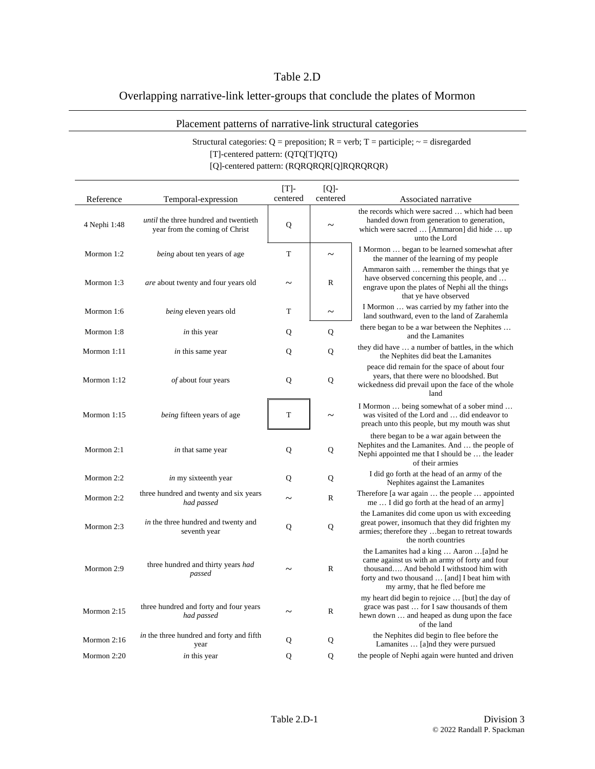# Table 2.D

## Overlapping narrative-link letter-groups that conclude the plates of Mormon

### Placement patterns of narrative-link structural categories

Structural categories: Q = preposition; R = verb; T = participle; ~ = disregarded
[T]-centered pattern: (QTQ[T]QTQ)
[Q]-centered pattern: (RQRQRQR[Q]RQRQRQR)

| Reference | Temporal-expression | [T]-centered | [Q]-centered | Associated narrative |
|---|---|---|---|---|
| 4 Nephi 1:48 | *until* the three hundred and twentieth year from the coming of Christ | Q | ~ | the records which were sacred … which had been handed down from generation to generation, which were sacred … [Ammaron] did hide … up unto the Lord |
| Mormon 1:2 | *being* about ten years of age | T | ~ | I Mormon … began to be learned somewhat after the manner of the learning of my people |
| Mormon 1:3 | *are* about twenty and four years old | ~ | R | Ammaron saith … remember the things that ye have observed concerning this people, and … engrave upon the plates of Nephi all the things that ye have observed |
| Mormon 1:6 | *being* eleven years old | T | ~ | I Mormon … was carried by my father into the land southward, even to the land of Zarahemla |
| Mormon 1:8 | *in* this year | Q | Q | there began to be a war between the Nephites … and the Lamanites |
| Mormon 1:11 | *in* this same year | Q | Q | they did have … a number of battles, in the which the Nephites did beat the Lamanites |
| Mormon 1:12 | *of* about four years | Q | Q | peace did remain for the space of about four years, that there were no bloodshed. But wickedness did prevail upon the face of the whole land |
| Mormon 1:15 | *being* fifteen years of age | T | ~ | I Mormon … being somewhat of a sober mind … was visited of the Lord and … did endeavor to preach unto this people, but my mouth was shut |
| Mormon 2:1 | *in* that same year | Q | Q | there began to be a war again between the Nephites and the Lamanites. And … the people of Nephi appointed me that I should be … the leader of their armies |
| Mormon 2:2 | *in* my sixteenth year | Q | Q | I did go forth at the head of an army of the Nephites against the Lamanites |
| Mormon 2:2 | three hundred and twenty and six years *had passed* | ~ | R | Therefore [a war again … the people … appointed me … I did go forth at the head of an army] |
| Mormon 2:3 | *in* the three hundred and twenty and seventh year | Q | Q | the Lamanites did come upon us with exceeding great power, insomuch that they did frighten my armies; therefore they …began to retreat towards the north countries |
| Mormon 2:9 | three hundred and thirty years *had passed* | ~ | R | the Lamanites had a king … Aaron …[a]nd he came against us with an army of forty and four thousand…. And behold I withstood him with forty and two thousand … [and] I beat him with my army, that he fled before me |
| Mormon 2:15 | three hundred and forty and four years *had passed* | ~ | R | my heart did begin to rejoice … [but] the day of grace was past … for I saw thousands of them hewn down … and heaped as dung upon the face of the land |
| Mormon 2:16 | *in* the three hundred and forty and fifth year | Q | Q | the Nephites did begin to flee before the Lamanites … [a]nd they were pursued |
| Mormon 2:20 | *in* this year | Q | Q | the people of Nephi again were hunted and driven |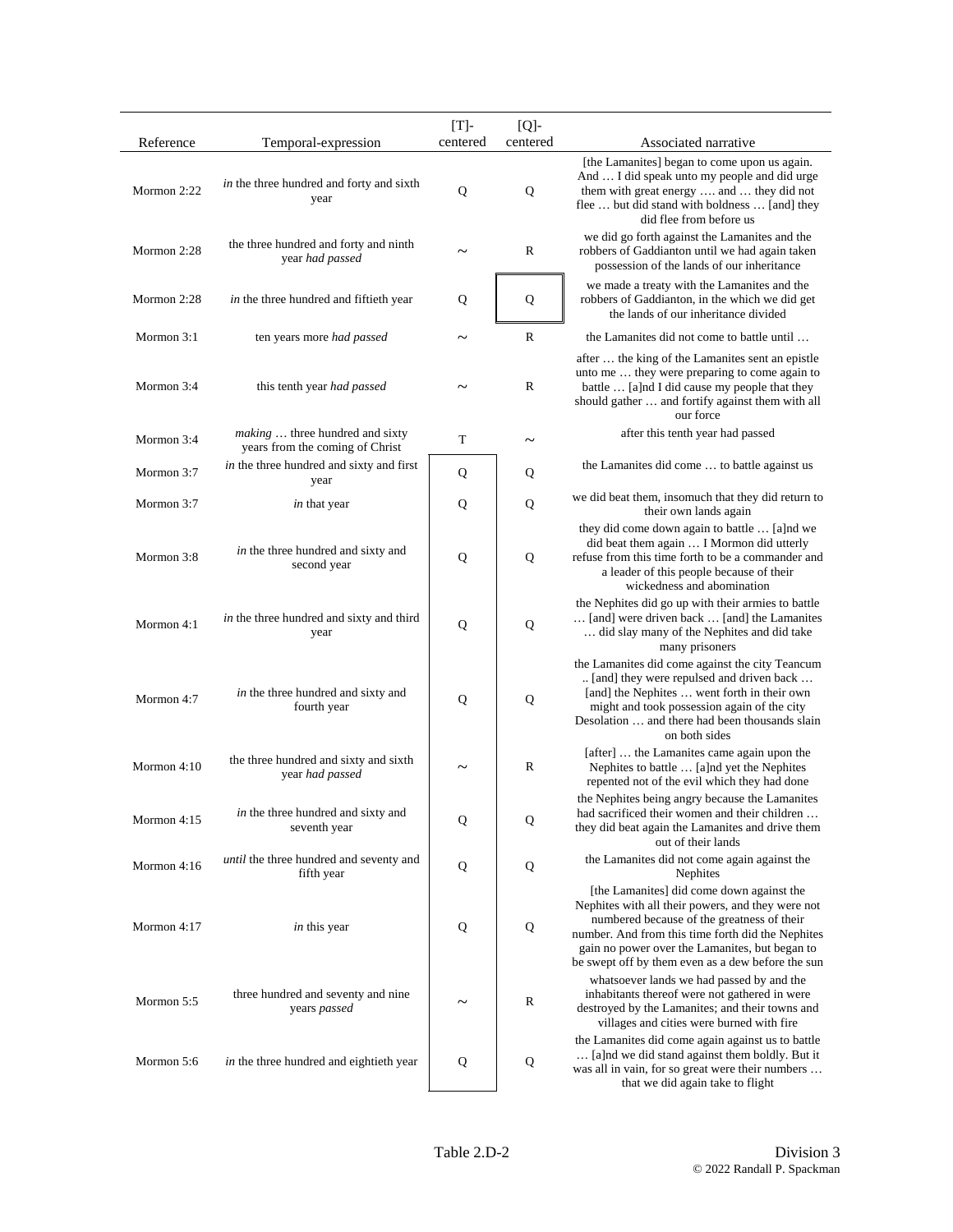| Reference | Temporal-expression | [T]-centered | [Q]-centered | Associated narrative |
|---|---|---|---|---|
| Mormon 2:22 | *in* the three hundred and forty and sixth year | Q | Q | [the Lamanites] began to come upon us again. And … I did speak unto my people and did urge them with great energy …. and … they did not flee … but did stand with boldness … [and] they did flee from before us |
| Mormon 2:28 | the three hundred and forty and ninth year *had passed* | ~ | R | we did go forth against the Lamanites and the robbers of Gaddianton until we had again taken possession of the lands of our inheritance |
| Mormon 2:28 | *in* the three hundred and fiftieth year | Q | Q | we made a treaty with the Lamanites and the robbers of Gaddianton, in the which we did get the lands of our inheritance divided |
| Mormon 3:1 | ten years more *had passed* | ~ | R | the Lamanites did not come to battle until … |
| Mormon 3:4 | this tenth year *had passed* | ~ | R | after … the king of the Lamanites sent an epistle unto me … they were preparing to come again to battle … [a]nd I did cause my people that they should gather … and fortify against them with all our force |
| Mormon 3:4 | *making* … three hundred and sixty years from the coming of Christ | T | ~ | after this tenth year had passed |
| Mormon 3:7 | *in* the three hundred and sixty and first year | Q | Q | the Lamanites did come … to battle against us |
| Mormon 3:7 | *in* that year | Q | Q | we did beat them, insomuch that they did return to their own lands again |
| Mormon 3:8 | *in* the three hundred and sixty and second year | Q | Q | they did come down again to battle … [a]nd we did beat them again … I Mormon did utterly refuse from this time forth to be a commander and a leader of this people because of their wickedness and abomination |
| Mormon 4:1 | *in* the three hundred and sixty and third year | Q | Q | the Nephites did go up with their armies to battle … [and] were driven back … [and] the Lamanites … did slay many of the Nephites and did take many prisoners |
| Mormon 4:7 | *in* the three hundred and sixty and fourth year | Q | Q | the Lamanites did come against the city Teancum .. [and] they were repulsed and driven back … [and] the Nephites … went forth in their own might and took possession again of the city Desolation … and there had been thousands slain on both sides |
| Mormon 4:10 | the three hundred and sixty and sixth year *had passed* | ~ | R | [after] … the Lamanites came again upon the Nephites to battle … [a]nd yet the Nephites repented not of the evil which they had done |
| Mormon 4:15 | *in* the three hundred and sixty and seventh year | Q | Q | the Nephites being angry because the Lamanites had sacrificed their women and their children … they did beat again the Lamanites and drive them out of their lands |
| Mormon 4:16 | *until* the three hundred and seventy and fifth year | Q | Q | the Lamanites did not come again against the Nephites |
| Mormon 4:17 | *in* this year | Q | Q | [the Lamanites] did come down against the Nephites with all their powers, and they were not numbered because of the greatness of their number. And from this time forth did the Nephites gain no power over the Lamanites, but began to be swept off by them even as a dew before the sun |
| Mormon 5:5 | three hundred and seventy and nine years *passed* | ~ | R | whatsoever lands we had passed by and the inhabitants thereof were not gathered in were destroyed by the Lamanites; and their towns and villages and cities were burned with fire |
| Mormon 5:6 | *in* the three hundred and eightieth year | Q | Q | the Lamanites did come again against us to battle … [a]nd we did stand against them boldly. But it was all in vain, for so great were their numbers … that we did again take to flight |

Table 2.D-2

Division 3

© 2022 Randall P. Spackman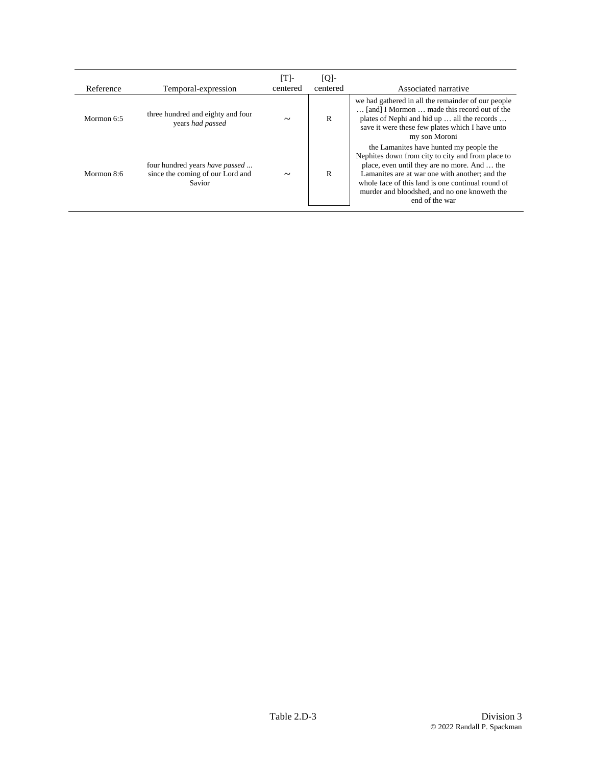| Reference | Temporal-expression | [T]-centered | [Q]-centered | Associated narrative |
|---|---|---|---|---|
| Mormon 6:5 | three hundred and eighty and four years *had passed* | ~ | R | we had gathered in all the remainder of our people … [and] I Mormon … made this record out of the plates of Nephi and hid up … all the records … save it were these few plates which I have unto my son Moroni |
| Mormon 8:6 | four hundred years *have passed* ... since the coming of our Lord and Savior | ~ | R | the Lamanites have hunted my people the Nephites down from city to city and from place to place, even until they are no more. And … the Lamanites are at war one with another; and the whole face of this land is one continual round of murder and bloodshed, and no one knoweth the end of the war |

Table 2.D-3